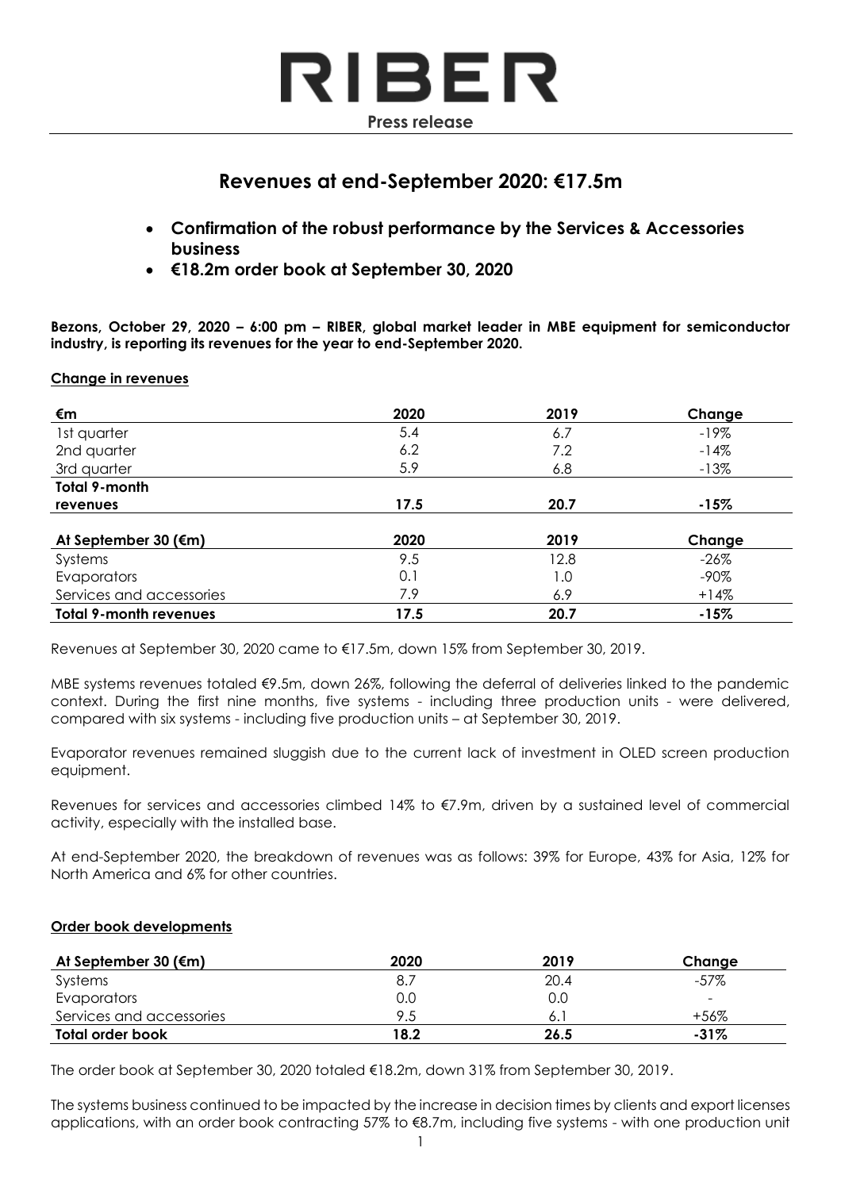# RIBER

**Press release**

## Revenues at end-September 2020: €17.5m

- **Confirmation of the robust performance by the Services & Accessories business**
- **€18.2m order book at September 30, 2020**

**Bezons, October 29, 2020 – 6:00 pm – RIBER, global market leader in MBE equipment for semiconductor industry, is reporting its revenues for the year to end-September 2020.**

### Change in revenues

| €m | 2020 | 2019 | Change |
|---|---|---|---|
| 1st quarter | 5.4 | 6.7 | -19% |
| 2nd quarter | 6.2 | 7.2 | -14% |
| 3rd quarter | 5.9 | 6.8 | -13% |
| **Total 9-month revenues** | **17.5** | **20.7** | **-15%** |

| At September 30 (€m) | 2020 | 2019 | Change |
|---|---|---|---|
| Systems | 9.5 | 12.8 | -26% |
| Evaporators | 0.1 | 1.0 | -90% |
| Services and accessories | 7.9 | 6.9 | +14% |
| **Total 9-month revenues** | **17.5** | **20.7** | **-15%** |

Revenues at September 30, 2020 came to €17.5m, down 15% from September 30, 2019.

MBE systems revenues totaled €9.5m, down 26%, following the deferral of deliveries linked to the pandemic context. During the first nine months, five systems - including three production units - were delivered, compared with six systems - including five production units – at September 30, 2019.

Evaporator revenues remained sluggish due to the current lack of investment in OLED screen production equipment.

Revenues for services and accessories climbed 14% to €7.9m, driven by a sustained level of commercial activity, especially with the installed base.

At end-September 2020, the breakdown of revenues was as follows: 39% for Europe, 43% for Asia, 12% for North America and 6% for other countries.

### Order book developments

| At September 30 (€m) | 2020 | 2019 | Change |
|---|---|---|---|
| Systems | 8.7 | 20.4 | -57% |
| Evaporators | 0.0 | 0.0 | - |
| Services and accessories | 9.5 | 6.1 | +56% |
| **Total order book** | **18.2** | **26.5** | **-31%** |

The order book at September 30, 2020 totaled €18.2m, down 31% from September 30, 2019.

The systems business continued to be impacted by the increase in decision times by clients and export licenses applications, with an order book contracting 57% to €8.7m, including five systems - with one production unit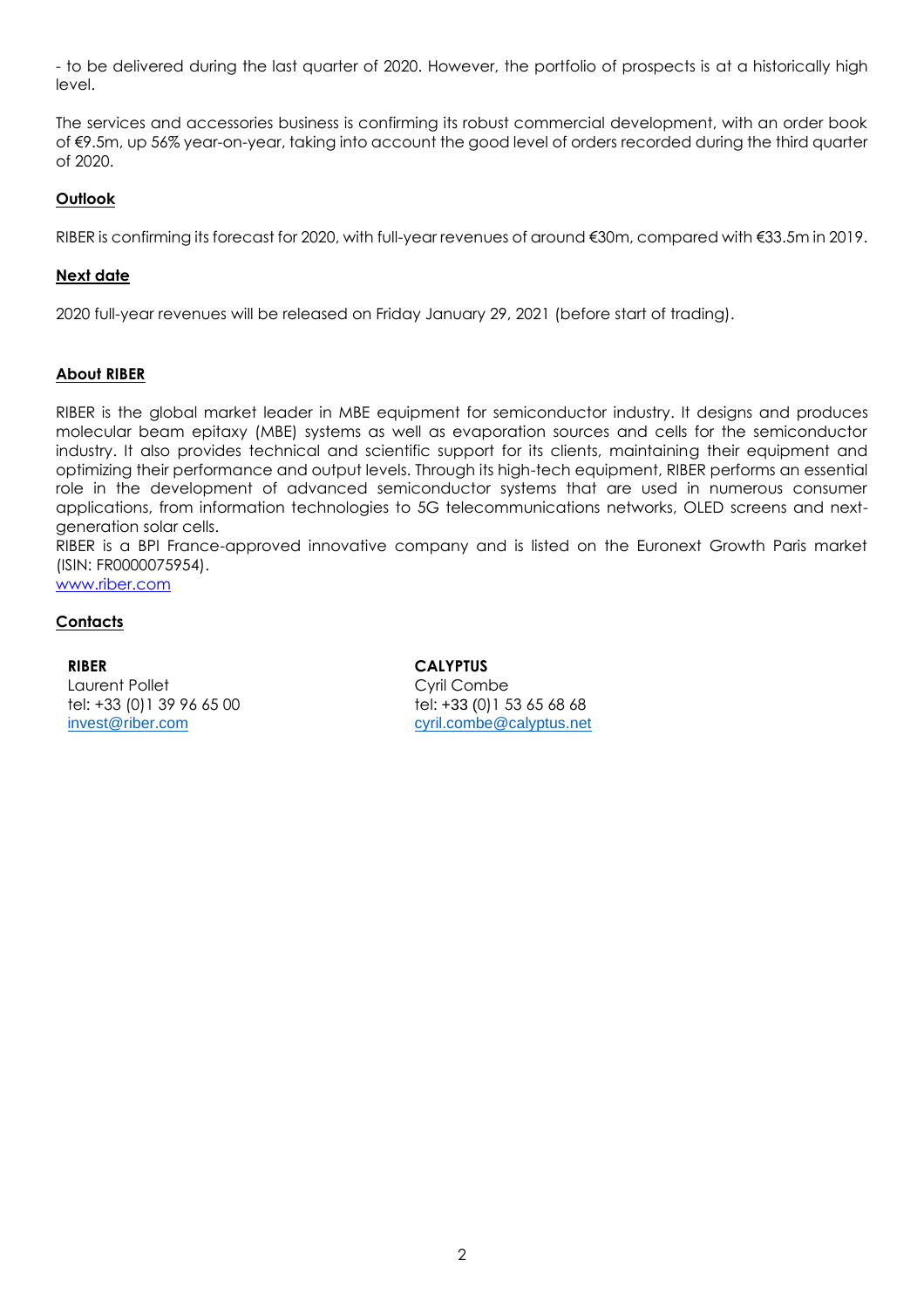- to be delivered during the last quarter of 2020. However, the portfolio of prospects is at a historically high level.

The services and accessories business is confirming its robust commercial development, with an order book of €9.5m, up 56% year-on-year, taking into account the good level of orders recorded during the third quarter of 2020.

## Outlook

RIBER is confirming its forecast for 2020, with full-year revenues of around €30m, compared with €33.5m in 2019.

## Next date

2020 full-year revenues will be released on Friday January 29, 2021 (before start of trading).

## About RIBER

RIBER is the global market leader in MBE equipment for semiconductor industry. It designs and produces molecular beam epitaxy (MBE) systems as well as evaporation sources and cells for the semiconductor industry. It also provides technical and scientific support for its clients, maintaining their equipment and optimizing their performance and output levels. Through its high-tech equipment, RIBER performs an essential role in the development of advanced semiconductor systems that are used in numerous consumer applications, from information technologies to 5G telecommunications networks, OLED screens and next-generation solar cells.

RIBER is a BPI France-approved innovative company and is listed on the Euronext Growth Paris market (ISIN: FR0000075954).

www.riber.com

## Contacts

**RIBER**
Laurent Pollet
tel: +33 (0)1 39 96 65 00
invest@riber.com

**CALYPTUS**
Cyril Combe
tel: +33 (0)1 53 65 68 68
cyril.combe@calyptus.net